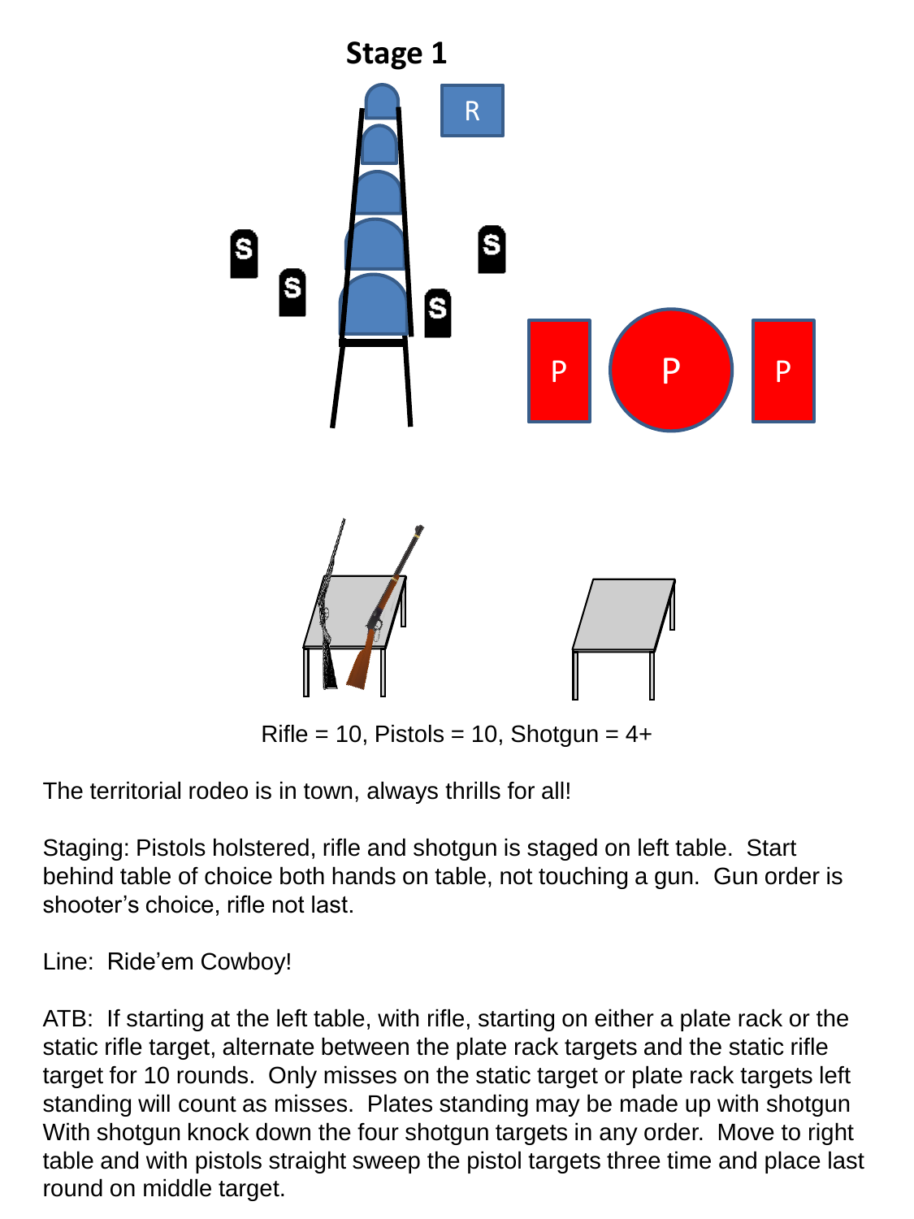# Stage 1

Rifle = 10, Pistols = 10, Shotgun = 4+

The territorial rodeo is in town, always thrills for all!

Staging: Pistols holstered, rifle and shotgun is staged on left table. Start behind table of choice both hands on table, not touching a gun. Gun order is shooter's choice, rifle not last.

Line: Ride'em Cowboy!

ATB: If starting at the left table, with rifle, starting on either a plate rack or the static rifle target, alternate between the plate rack targets and the static rifle target for 10 rounds. Only misses on the static target or plate rack targets left standing will count as misses. Plates standing may be made up with shotgun With shotgun knock down the four shotgun targets in any order. Move to right table and with pistols straight sweep the pistol targets three time and place last round on middle target.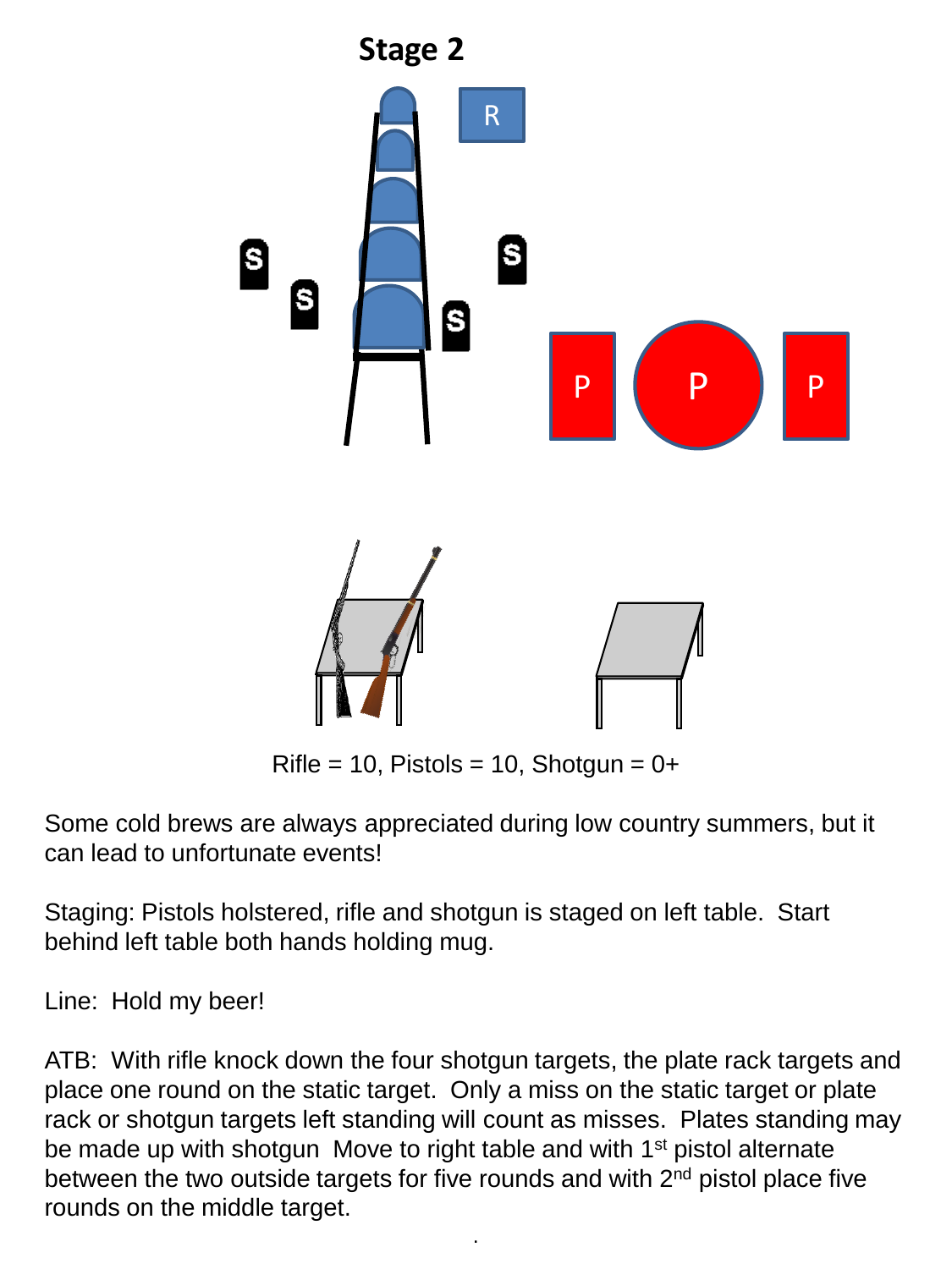# Stage 2

Rifle = 10, Pistols = 10, Shotgun = 0+

Some cold brews are always appreciated during low country summers, but it can lead to unfortunate events!

Staging: Pistols holstered, rifle and shotgun is staged on left table. Start behind left table both hands holding mug.

Line: Hold my beer!

ATB: With rifle knock down the four shotgun targets, the plate rack targets and place one round on the static target. Only a miss on the static target or plate rack or shotgun targets left standing will count as misses. Plates standing may be made up with shotgun Move to right table and with 1st pistol alternate between the two outside targets for five rounds and with 2nd pistol place five rounds on the middle target.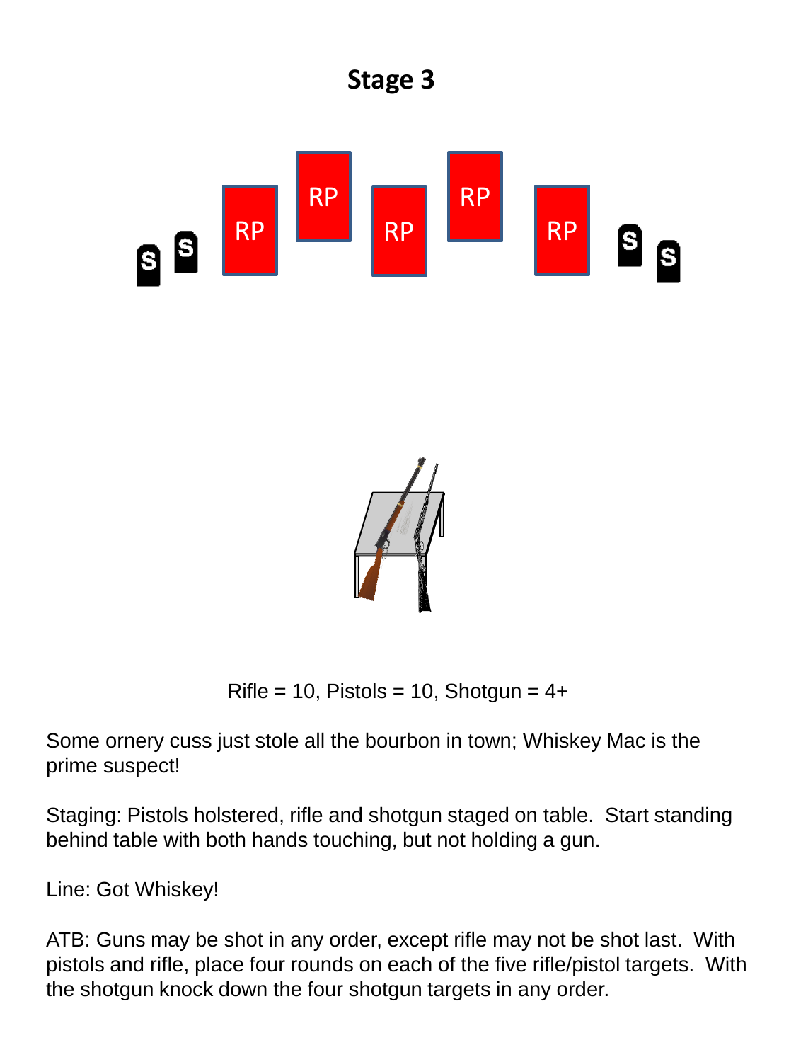# Stage 3

Rifle = 10, Pistols = 10, Shotgun = 4+

Some ornery cuss just stole all the bourbon in town; Whiskey Mac is the prime suspect!

Staging: Pistols holstered, rifle and shotgun staged on table. Start standing behind table with both hands touching, but not holding a gun.

Line: Got Whiskey!

ATB: Guns may be shot in any order, except rifle may not be shot last. With pistols and rifle, place four rounds on each of the five rifle/pistol targets. With the shotgun knock down the four shotgun targets in any order.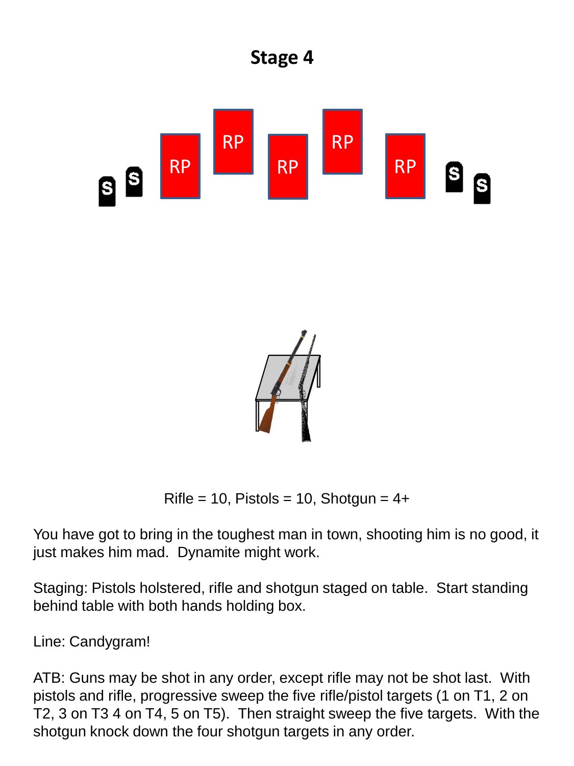# Stage 4

Rifle = 10, Pistols = 10, Shotgun = 4+

You have got to bring in the toughest man in town, shooting him is no good, it just makes him mad. Dynamite might work.

Staging: Pistols holstered, rifle and shotgun staged on table. Start standing behind table with both hands holding box.

Line: Candygram!

ATB: Guns may be shot in any order, except rifle may not be shot last. With pistols and rifle, progressive sweep the five rifle/pistol targets (1 on T1, 2 on T2, 3 on T3 4 on T4, 5 on T5). Then straight sweep the five targets. With the shotgun knock down the four shotgun targets in any order.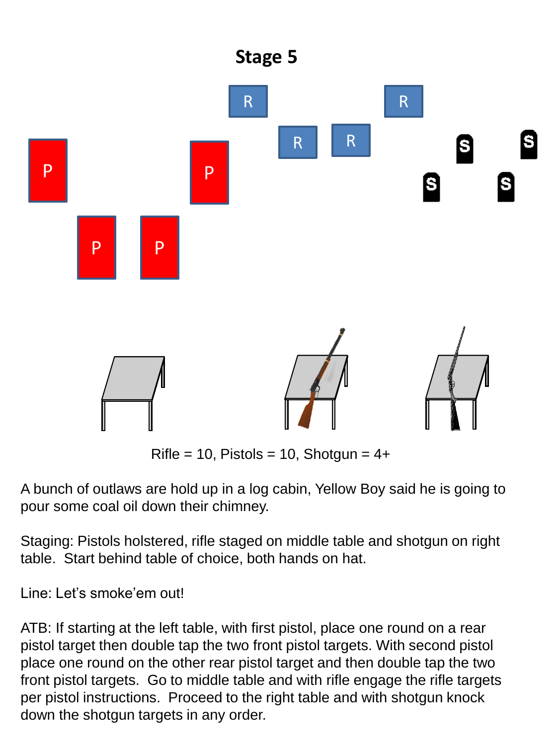# Stage 5

Rifle = 10, Pistols = 10, Shotgun = 4+

A bunch of outlaws are hold up in a log cabin, Yellow Boy said he is going to pour some coal oil down their chimney.

Staging: Pistols holstered, rifle staged on middle table and shotgun on right table. Start behind table of choice, both hands on hat.

Line: Let's smoke'em out!

ATB: If starting at the left table, with first pistol, place one round on a rear pistol target then double tap the two front pistol targets. With second pistol place one round on the other rear pistol target and then double tap the two front pistol targets. Go to middle table and with rifle engage the rifle targets per pistol instructions. Proceed to the right table and with shotgun knock down the shotgun targets in any order.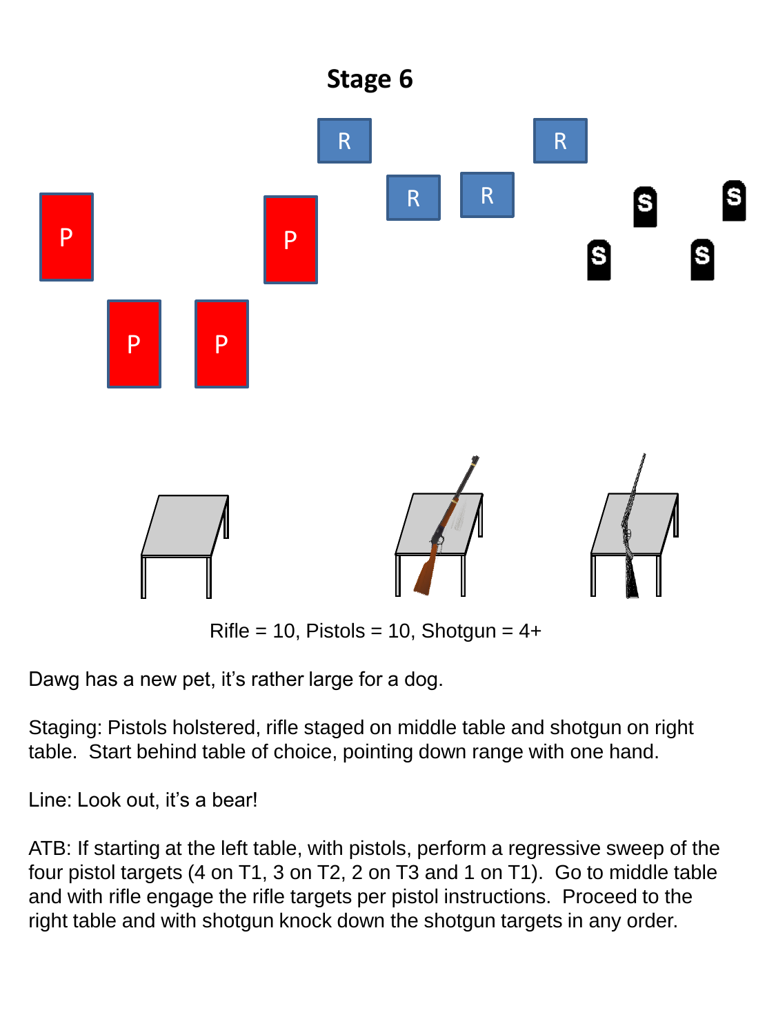# Stage 6

R R R R R

P P P P

S S S S

Rifle = 10, Pistols = 10, Shotgun = 4+

Dawg has a new pet, it's rather large for a dog.

Staging: Pistols holstered, rifle staged on middle table and shotgun on right table. Start behind table of choice, pointing down range with one hand.

Line: Look out, it's a bear!

ATB: If starting at the left table, with pistols, perform a regressive sweep of the four pistol targets (4 on T1, 3 on T2, 2 on T3 and 1 on T1). Go to middle table and with rifle engage the rifle targets per pistol instructions. Proceed to the right table and with shotgun knock down the shotgun targets in any order.